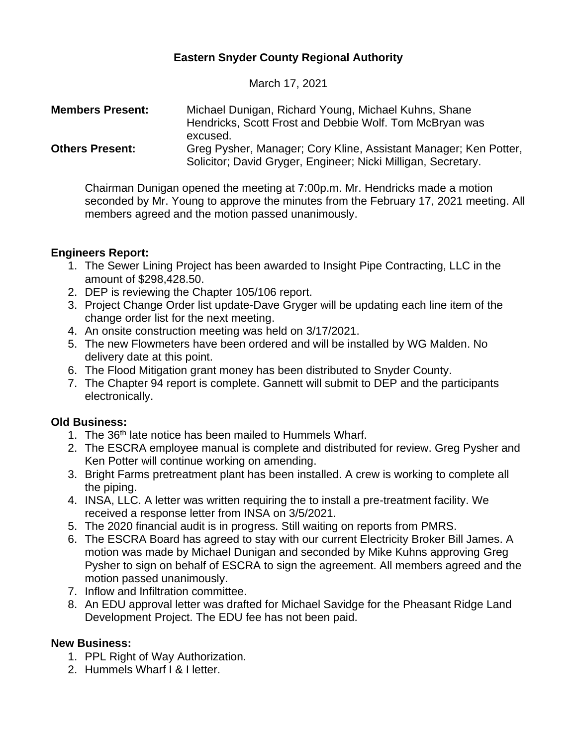**Eastern Snyder County Regional Authority**

March 17, 2021

**Members Present:** Michael Dunigan, Richard Young, Michael Kuhns, Shane Hendricks, Scott Frost and Debbie Wolf. Tom McBryan was excused.

**Others Present:** Greg Pysher, Manager; Cory Kline, Assistant Manager; Ken Potter, Solicitor; David Gryger, Engineer; Nicki Milligan, Secretary.

Chairman Dunigan opened the meeting at 7:00p.m. Mr. Hendricks made a motion seconded by Mr. Young to approve the minutes from the February 17, 2021 meeting. All members agreed and the motion passed unanimously.

**Engineers Report:**

1. The Sewer Lining Project has been awarded to Insight Pipe Contracting, LLC in the amount of $298,428.50.
2. DEP is reviewing the Chapter 105/106 report.
3. Project Change Order list update-Dave Gryger will be updating each line item of the change order list for the next meeting.
4. An onsite construction meeting was held on 3/17/2021.
5. The new Flowmeters have been ordered and will be installed by WG Malden. No delivery date at this point.
6. The Flood Mitigation grant money has been distributed to Snyder County.
7. The Chapter 94 report is complete. Gannett will submit to DEP and the participants electronically.

**Old Business:**

1. The 36th late notice has been mailed to Hummels Wharf.
2. The ESCRA employee manual is complete and distributed for review. Greg Pysher and Ken Potter will continue working on amending.
3. Bright Farms pretreatment plant has been installed. A crew is working to complete all the piping.
4. INSA, LLC. A letter was written requiring the to install a pre-treatment facility. We received a response letter from INSA on 3/5/2021.
5. The 2020 financial audit is in progress. Still waiting on reports from PMRS.
6. The ESCRA Board has agreed to stay with our current Electricity Broker Bill James. A motion was made by Michael Dunigan and seconded by Mike Kuhns approving Greg Pysher to sign on behalf of ESCRA to sign the agreement. All members agreed and the motion passed unanimously.
7. Inflow and Infiltration committee.
8. An EDU approval letter was drafted for Michael Savidge for the Pheasant Ridge Land Development Project. The EDU fee has not been paid.

**New Business:**

1. PPL Right of Way Authorization.
2. Hummels Wharf I & I letter.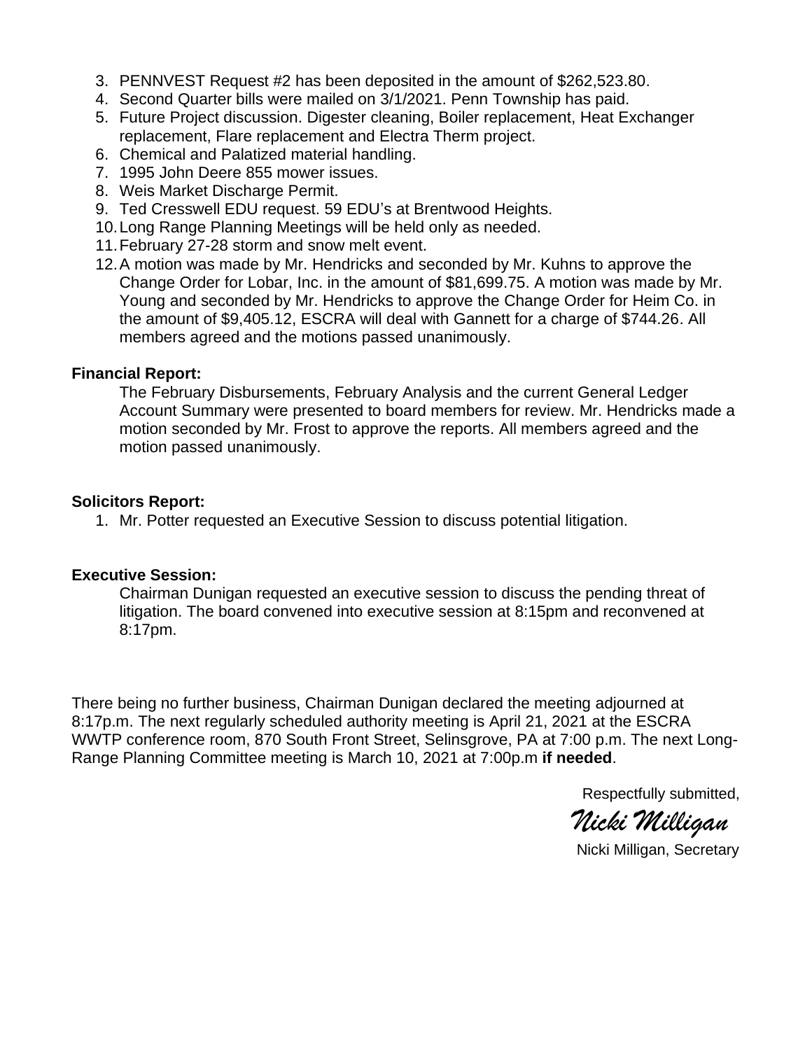3. PENNVEST Request #2 has been deposited in the amount of $262,523.80.
4. Second Quarter bills were mailed on 3/1/2021. Penn Township has paid.
5. Future Project discussion. Digester cleaning, Boiler replacement, Heat Exchanger replacement, Flare replacement and Electra Therm project.
6. Chemical and Palatized material handling.
7. 1995 John Deere 855 mower issues.
8. Weis Market Discharge Permit.
9. Ted Cresswell EDU request. 59 EDU's at Brentwood Heights.
10. Long Range Planning Meetings will be held only as needed.
11. February 27-28 storm and snow melt event.
12. A motion was made by Mr. Hendricks and seconded by Mr. Kuhns to approve the Change Order for Lobar, Inc. in the amount of $81,699.75. A motion was made by Mr. Young and seconded by Mr. Hendricks to approve the Change Order for Heim Co. in the amount of $9,405.12, ESCRA will deal with Gannett for a charge of $744.26. All members agreed and the motions passed unanimously.

**Financial Report:**

The February Disbursements, February Analysis and the current General Ledger Account Summary were presented to board members for review. Mr. Hendricks made a motion seconded by Mr. Frost to approve the reports. All members agreed and the motion passed unanimously.

**Solicitors Report:**

1. Mr. Potter requested an Executive Session to discuss potential litigation.

**Executive Session:**

Chairman Dunigan requested an executive session to discuss the pending threat of litigation. The board convened into executive session at 8:15pm and reconvened at 8:17pm.

There being no further business, Chairman Dunigan declared the meeting adjourned at 8:17p.m. The next regularly scheduled authority meeting is April 21, 2021 at the ESCRA WWTP conference room, 870 South Front Street, Selinsgrove, PA at 7:00 p.m. The next Long-Range Planning Committee meeting is March 10, 2021 at 7:00p.m **if needed**.

Respectfully submitted,

*Nicki Milligan*

Nicki Milligan, Secretary